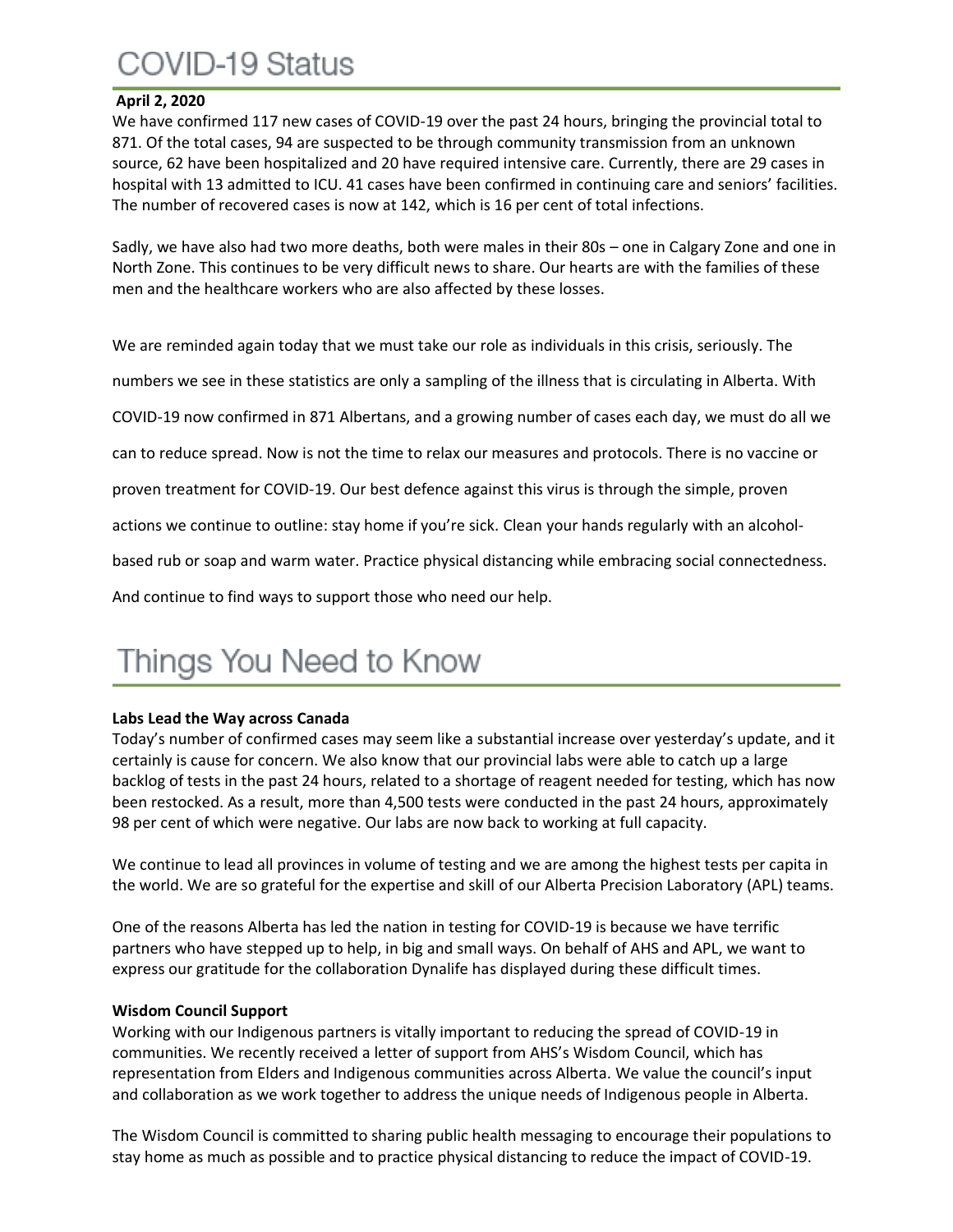# COVID-19 Status

**April 2, 2020**

We have confirmed 117 new cases of COVID-19 over the past 24 hours, bringing the provincial total to 871. Of the total cases, 94 are suspected to be through community transmission from an unknown source, 62 have been hospitalized and 20 have required intensive care. Currently, there are 29 cases in hospital with 13 admitted to ICU. 41 cases have been confirmed in continuing care and seniors' facilities. The number of recovered cases is now at 142, which is 16 per cent of total infections.

Sadly, we have also had two more deaths, both were males in their 80s – one in Calgary Zone and one in North Zone. This continues to be very difficult news to share. Our hearts are with the families of these men and the healthcare workers who are also affected by these losses.

We are reminded again today that we must take our role as individuals in this crisis, seriously. The numbers we see in these statistics are only a sampling of the illness that is circulating in Alberta. With COVID-19 now confirmed in 871 Albertans, and a growing number of cases each day, we must do all we can to reduce spread. Now is not the time to relax our measures and protocols. There is no vaccine or proven treatment for COVID-19. Our best defence against this virus is through the simple, proven actions we continue to outline: stay home if you're sick. Clean your hands regularly with an alcohol-based rub or soap and warm water. Practice physical distancing while embracing social connectedness. And continue to find ways to support those who need our help.

# Things You Need to Know

**Labs Lead the Way across Canada**

Today's number of confirmed cases may seem like a substantial increase over yesterday's update, and it certainly is cause for concern. We also know that our provincial labs were able to catch up a large backlog of tests in the past 24 hours, related to a shortage of reagent needed for testing, which has now been restocked. As a result, more than 4,500 tests were conducted in the past 24 hours, approximately 98 per cent of which were negative. Our labs are now back to working at full capacity.

We continue to lead all provinces in volume of testing and we are among the highest tests per capita in the world. We are so grateful for the expertise and skill of our Alberta Precision Laboratory (APL) teams.

One of the reasons Alberta has led the nation in testing for COVID-19 is because we have terrific partners who have stepped up to help, in big and small ways. On behalf of AHS and APL, we want to express our gratitude for the collaboration Dynalife has displayed during these difficult times.

**Wisdom Council Support**

Working with our Indigenous partners is vitally important to reducing the spread of COVID-19 in communities. We recently received a letter of support from AHS's Wisdom Council, which has representation from Elders and Indigenous communities across Alberta. We value the council's input and collaboration as we work together to address the unique needs of Indigenous people in Alberta.

The Wisdom Council is committed to sharing public health messaging to encourage their populations to stay home as much as possible and to practice physical distancing to reduce the impact of COVID-19.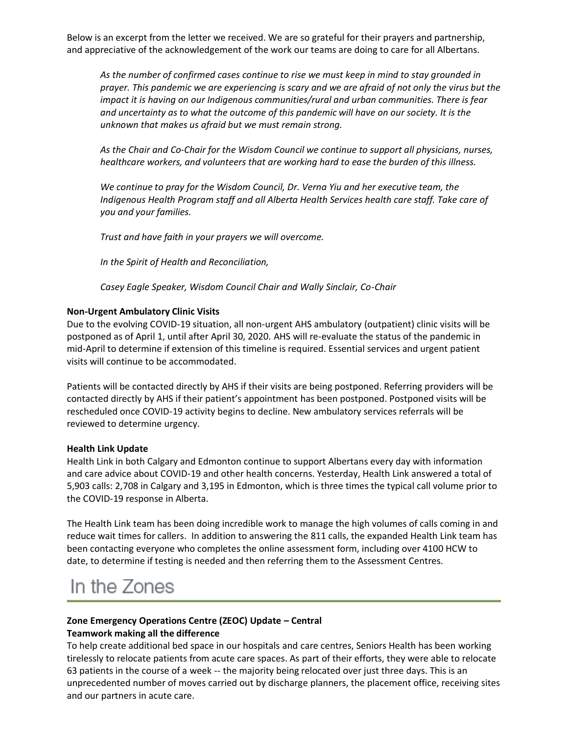Below is an excerpt from the letter we received. We are so grateful for their prayers and partnership, and appreciative of the acknowledgement of the work our teams are doing to care for all Albertans.

> *As the number of confirmed cases continue to rise we must keep in mind to stay grounded in prayer. This pandemic we are experiencing is scary and we are afraid of not only the virus but the impact it is having on our Indigenous communities/rural and urban communities. There is fear and uncertainty as to what the outcome of this pandemic will have on our society. It is the unknown that makes us afraid but we must remain strong.*
>
> *As the Chair and Co-Chair for the Wisdom Council we continue to support all physicians, nurses, healthcare workers, and volunteers that are working hard to ease the burden of this illness.*
>
> *We continue to pray for the Wisdom Council, Dr. Verna Yiu and her executive team, the Indigenous Health Program staff and all Alberta Health Services health care staff. Take care of you and your families.*
>
> *Trust and have faith in your prayers we will overcome.*
>
> *In the Spirit of Health and Reconciliation,*
>
> *Casey Eagle Speaker, Wisdom Council Chair and Wally Sinclair, Co-Chair*

**Non-Urgent Ambulatory Clinic Visits**

Due to the evolving COVID-19 situation, all non-urgent AHS ambulatory (outpatient) clinic visits will be postponed as of April 1, until after April 30, 2020. AHS will re-evaluate the status of the pandemic in mid-April to determine if extension of this timeline is required. Essential services and urgent patient visits will continue to be accommodated.

Patients will be contacted directly by AHS if their visits are being postponed. Referring providers will be contacted directly by AHS if their patient's appointment has been postponed. Postponed visits will be rescheduled once COVID-19 activity begins to decline. New ambulatory services referrals will be reviewed to determine urgency.

**Health Link Update**

Health Link in both Calgary and Edmonton continue to support Albertans every day with information and care advice about COVID-19 and other health concerns. Yesterday, Health Link answered a total of 5,903 calls: 2,708 in Calgary and 3,195 in Edmonton, which is three times the typical call volume prior to the COVID-19 response in Alberta.

The Health Link team has been doing incredible work to manage the high volumes of calls coming in and reduce wait times for callers. In addition to answering the 811 calls, the expanded Health Link team has been contacting everyone who completes the online assessment form, including over 4100 HCW to date, to determine if testing is needed and then referring them to the Assessment Centres.

# In the Zones

**Zone Emergency Operations Centre (ZEOC) Update – Central**

**Teamwork making all the difference**

To help create additional bed space in our hospitals and care centres, Seniors Health has been working tirelessly to relocate patients from acute care spaces. As part of their efforts, they were able to relocate 63 patients in the course of a week -- the majority being relocated over just three days. This is an unprecedented number of moves carried out by discharge planners, the placement office, receiving sites and our partners in acute care.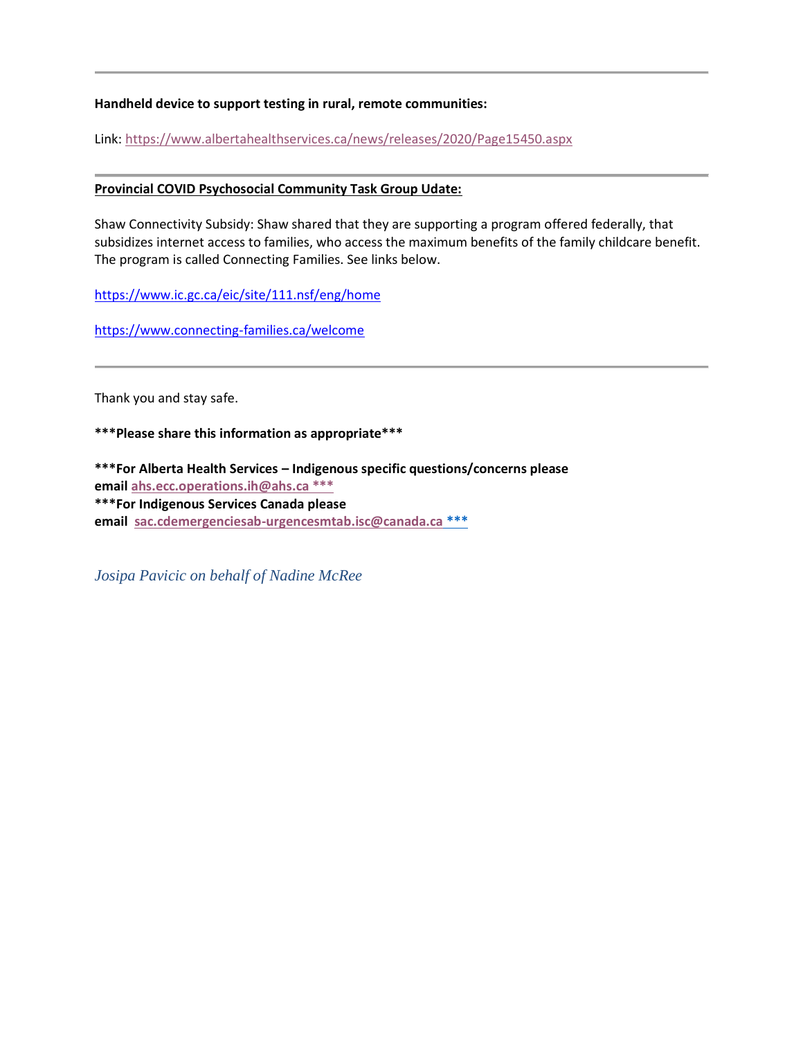---

**Handheld device to support testing in rural, remote communities:**

Link: https://www.albertahealthservices.ca/news/releases/2020/Page15450.aspx

---

**Provincial COVID Psychosocial Community Task Group Udate:**

Shaw Connectivity Subsidy: Shaw shared that they are supporting a program offered federally, that subsidizes internet access to families, who access the maximum benefits of the family childcare benefit. The program is called Connecting Families. See links below.

https://www.ic.gc.ca/eic/site/111.nsf/eng/home

https://www.connecting-families.ca/welcome

---

Thank you and stay safe.

*****Please share this information as appropriate*****

*****For Alberta Health Services – Indigenous specific questions/concerns please email ahs.ecc.operations.ih@ahs.ca *******
*****For Indigenous Services Canada please email sac.cdemergenciesab-urgencesmtab.isc@canada.ca *******

*Josipa Pavicic on behalf of Nadine McRee*